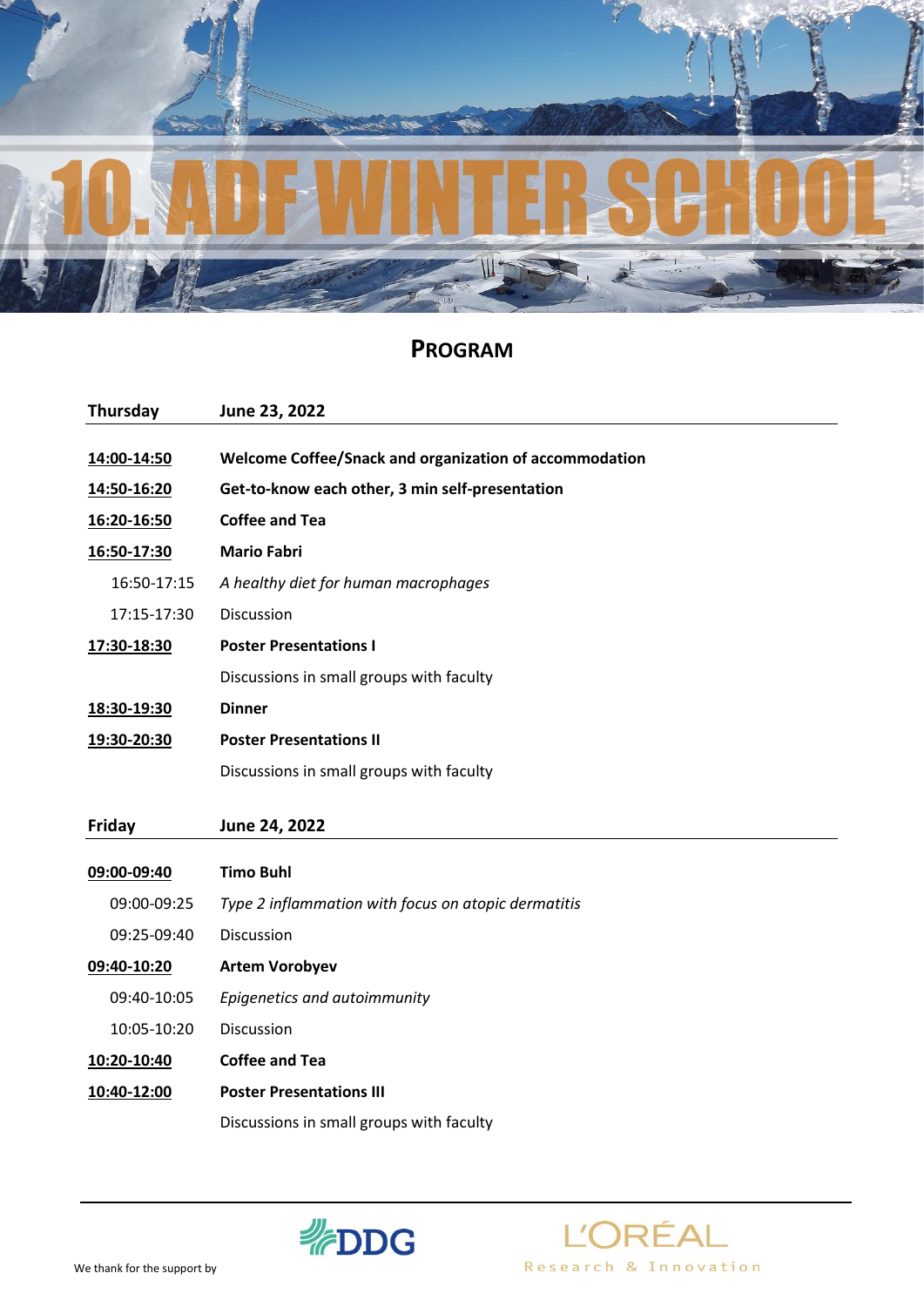# 10. ADF WINTER SCHOOL

## Program

| Thursday | June 23, 2022 |
|---|---|
| **14:00-14:50** | **Welcome Coffee/Snack and organization of accommodation** |
| **14:50-16:20** | **Get-to-know each other, 3 min self-presentation** |
| **16:20-16:50** | **Coffee and Tea** |
| **16:50-17:30** | **Mario Fabri** |
| 16:50-17:15 | *A healthy diet for human macrophages* |
| 17:15-17:30 | Discussion |
| **17:30-18:30** | **Poster Presentations I** |
| | Discussions in small groups with faculty |
| **18:30-19:30** | **Dinner** |
| **19:30-20:30** | **Poster Presentations II** |
| | Discussions in small groups with faculty |

| Friday | June 24, 2022 |
|---|---|
| **09:00-09:40** | **Timo Buhl** |
| 09:00-09:25 | *Type 2 inflammation with focus on atopic dermatitis* |
| 09:25-09:40 | Discussion |
| **09:40-10:20** | **Artem Vorobyev** |
| 09:40-10:05 | *Epigenetics and autoimmunity* |
| 10:05-10:20 | Discussion |
| **10:20-10:40** | **Coffee and Tea** |
| **10:40-12:00** | **Poster Presentations III** |
| | Discussions in small groups with faculty |

We thank for the support by DDG, L'ORÉAL Research & Innovation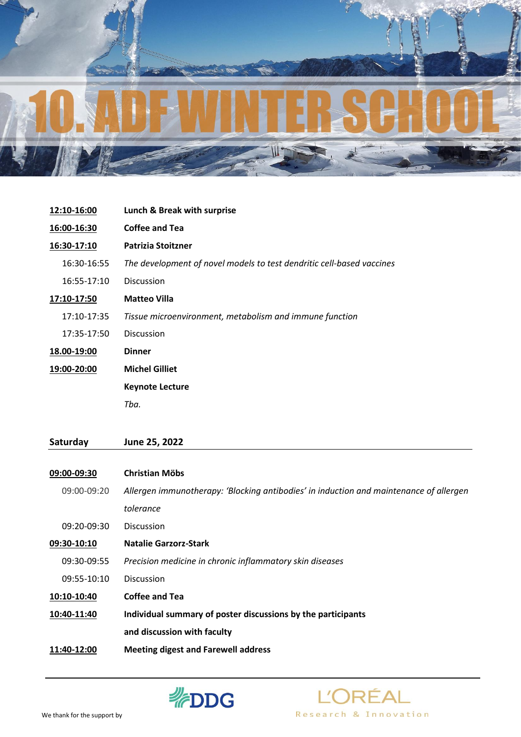# 10. ADF WINTER SCHOOL

| | |
|---|---|
| **12:10-16:00** | **Lunch & Break with surprise** |
| **16:00-16:30** | **Coffee and Tea** |
| **16:30-17:10** | **Patrizia Stoitzner** |
| 16:30-16:55 | *The development of novel models to test dendritic cell-based vaccines* |
| 16:55-17:10 | Discussion |
| **17:10-17:50** | **Matteo Villa** |
| 17:10-17:35 | *Tissue microenvironment, metabolism and immune function* |
| 17:35-17:50 | Discussion |
| **18.00-19:00** | **Dinner** |
| **19:00-20:00** | **Michel Gilliet** |
| | **Keynote Lecture** |
| | *Tba.* |

## Saturday June 25, 2022

| | |
|---|---|
| **09:00-09:30** | **Christian Möbs** |
| 09:00-09:20 | *Allergen immunotherapy: 'Blocking antibodies' in induction and maintenance of allergen tolerance* |
| 09:20-09:30 | Discussion |
| **09:30-10:10** | **Natalie Garzorz-Stark** |
| 09:30-09:55 | *Precision medicine in chronic inflammatory skin diseases* |
| 09:55-10:10 | Discussion |
| **10:10-10:40** | **Coffee and Tea** |
| **10:40-11:40** | **Individual summary of poster discussions by the participants and discussion with faculty** |
| **11:40-12:00** | **Meeting digest and Farewell address** |

We thank for the support by

DDG

L'ORÉAL Research & Innovation